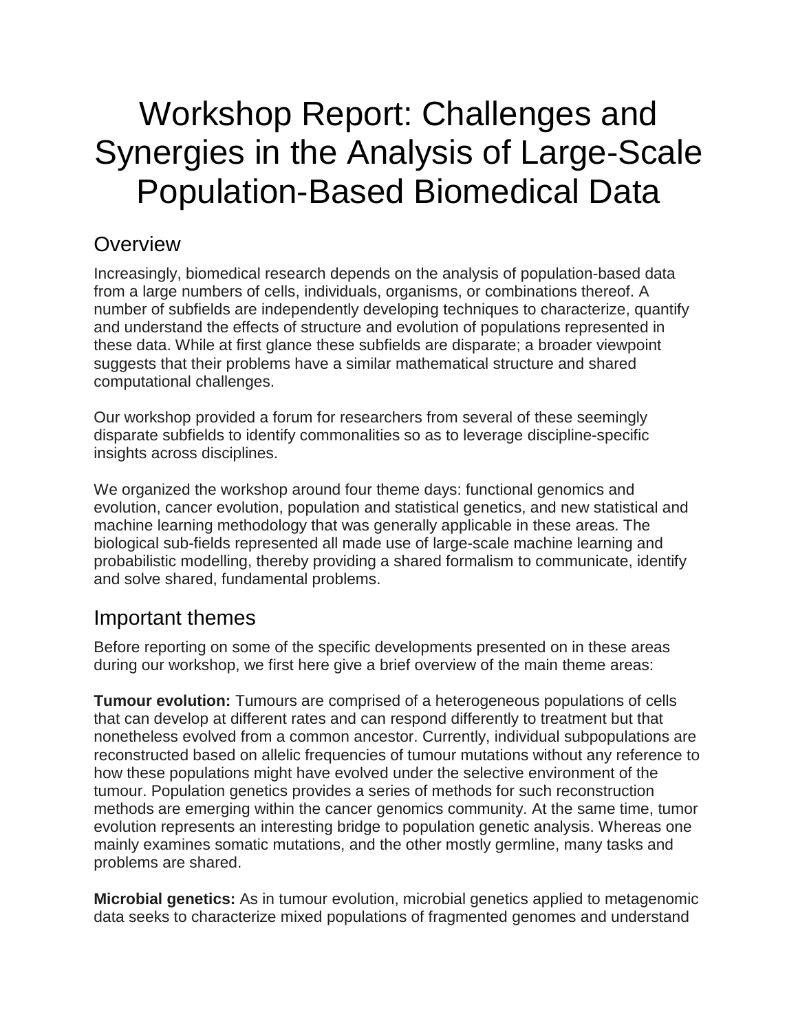# Workshop Report: Challenges and Synergies in the Analysis of Large-Scale Population-Based Biomedical Data

## Overview

Increasingly, biomedical research depends on the analysis of population-based data from a large numbers of cells, individuals, organisms, or combinations thereof. A number of subfields are independently developing techniques to characterize, quantify and understand the effects of structure and evolution of populations represented in these data. While at first glance these subfields are disparate; a broader viewpoint suggests that their problems have a similar mathematical structure and shared computational challenges.

Our workshop provided a forum for researchers from several of these seemingly disparate subfields to identify commonalities so as to leverage discipline-specific insights across disciplines.

We organized the workshop around four theme days: functional genomics and evolution, cancer evolution, population and statistical genetics, and new statistical and machine learning methodology that was generally applicable in these areas. The biological sub-fields represented all made use of large-scale machine learning and probabilistic modelling, thereby providing a shared formalism to communicate, identify and solve shared, fundamental problems.

## Important themes

Before reporting on some of the specific developments presented on in these areas during our workshop, we first here give a brief overview of the main theme areas:

**Tumour evolution:** Tumours are comprised of a heterogeneous populations of cells that can develop at different rates and can respond differently to treatment but that nonetheless evolved from a common ancestor. Currently, individual subpopulations are reconstructed based on allelic frequencies of tumour mutations without any reference to how these populations might have evolved under the selective environment of the tumour. Population genetics provides a series of methods for such reconstruction methods are emerging within the cancer genomics community. At the same time, tumor evolution represents an interesting bridge to population genetic analysis. Whereas one mainly examines somatic mutations, and the other mostly germline, many tasks and problems are shared.

**Microbial genetics:** As in tumour evolution, microbial genetics applied to metagenomic data seeks to characterize mixed populations of fragmented genomes and understand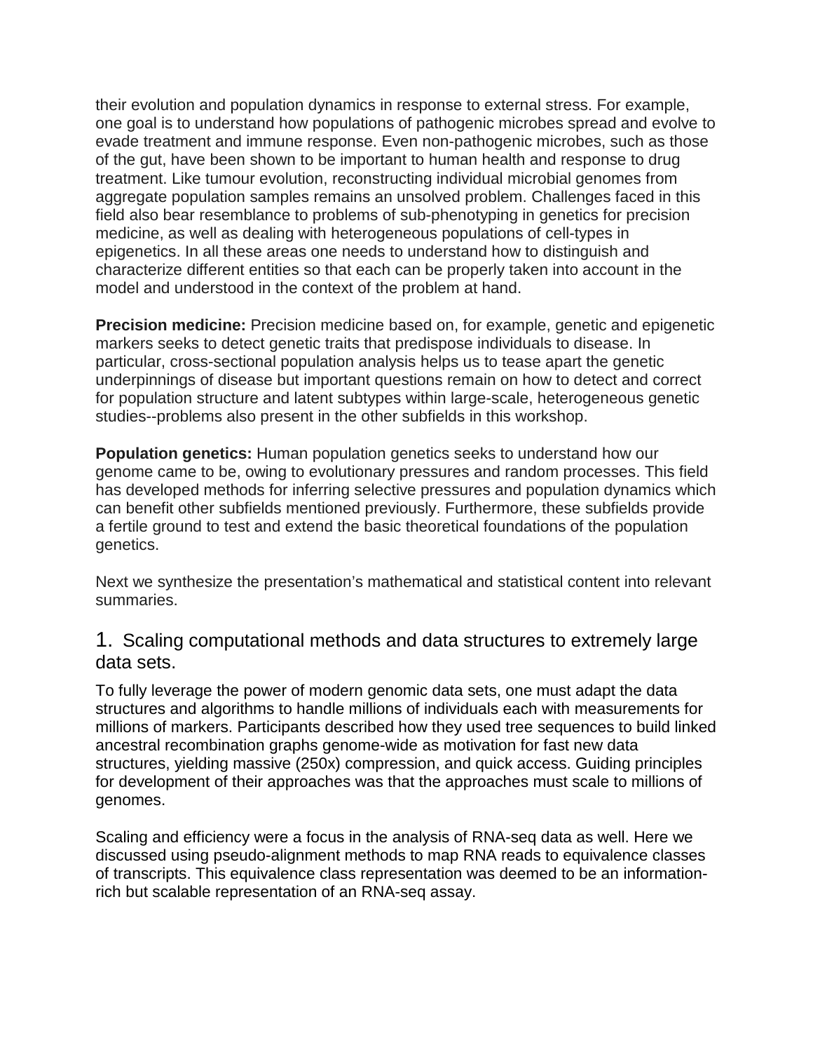their evolution and population dynamics in response to external stress. For example, one goal is to understand how populations of pathogenic microbes spread and evolve to evade treatment and immune response. Even non-pathogenic microbes, such as those of the gut, have been shown to be important to human health and response to drug treatment. Like tumour evolution, reconstructing individual microbial genomes from aggregate population samples remains an unsolved problem. Challenges faced in this field also bear resemblance to problems of sub-phenotyping in genetics for precision medicine, as well as dealing with heterogeneous populations of cell-types in epigenetics. In all these areas one needs to understand how to distinguish and characterize different entities so that each can be properly taken into account in the model and understood in the context of the problem at hand.

**Precision medicine:** Precision medicine based on, for example, genetic and epigenetic markers seeks to detect genetic traits that predispose individuals to disease. In particular, cross-sectional population analysis helps us to tease apart the genetic underpinnings of disease but important questions remain on how to detect and correct for population structure and latent subtypes within large-scale, heterogeneous genetic studies--problems also present in the other subfields in this workshop.

**Population genetics:** Human population genetics seeks to understand how our genome came to be, owing to evolutionary pressures and random processes. This field has developed methods for inferring selective pressures and population dynamics which can benefit other subfields mentioned previously. Furthermore, these subfields provide a fertile ground to test and extend the basic theoretical foundations of the population genetics.

Next we synthesize the presentation's mathematical and statistical content into relevant summaries.

## 1. Scaling computational methods and data structures to extremely large data sets.

To fully leverage the power of modern genomic data sets, one must adapt the data structures and algorithms to handle millions of individuals each with measurements for millions of markers. Participants described how they used tree sequences to build linked ancestral recombination graphs genome-wide as motivation for fast new data structures, yielding massive (250x) compression, and quick access. Guiding principles for development of their approaches was that the approaches must scale to millions of genomes.

Scaling and efficiency were a focus in the analysis of RNA-seq data as well. Here we discussed using pseudo-alignment methods to map RNA reads to equivalence classes of transcripts. This equivalence class representation was deemed to be an information-rich but scalable representation of an RNA-seq assay.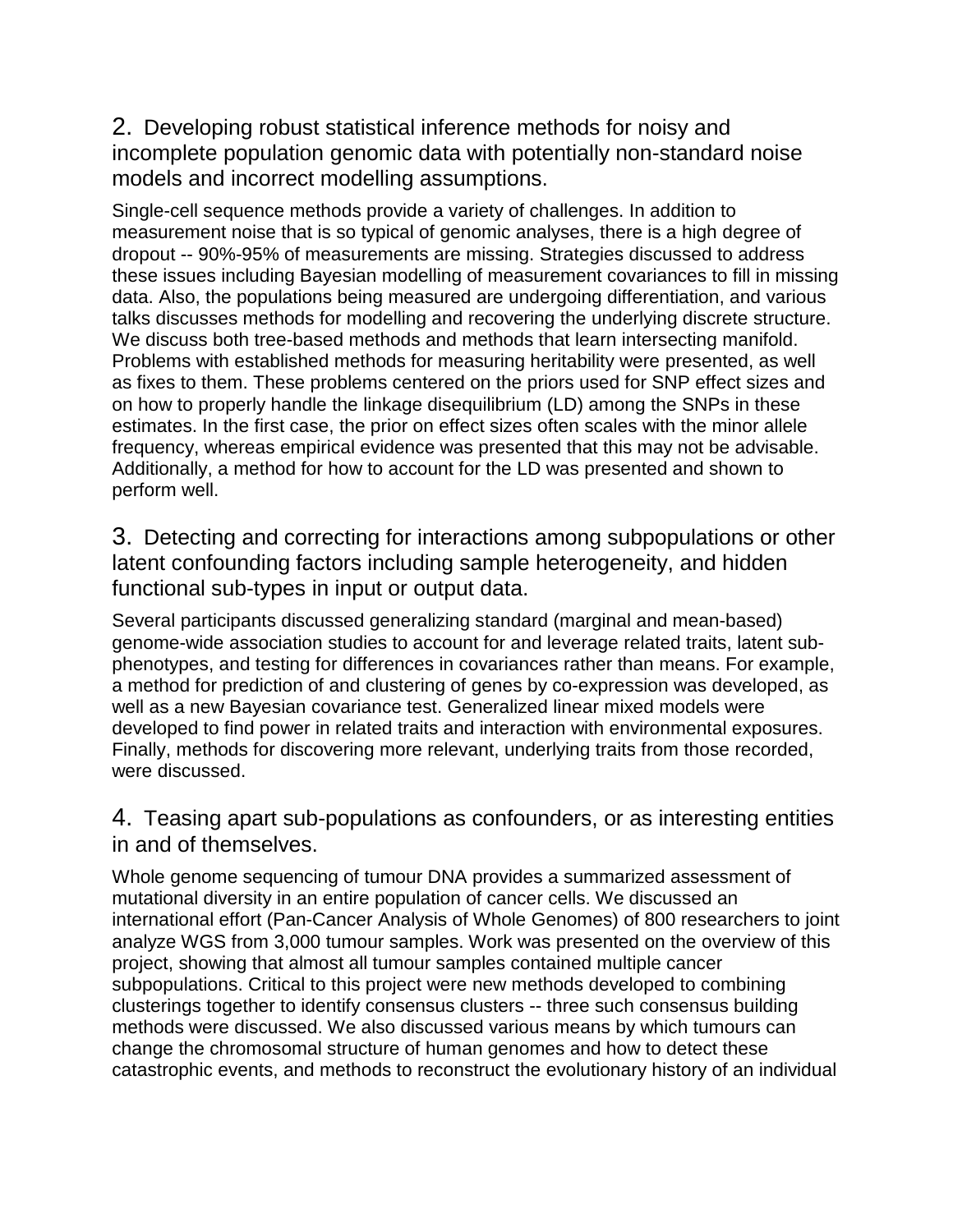## 2. Developing robust statistical inference methods for noisy and incomplete population genomic data with potentially non-standard noise models and incorrect modelling assumptions.

Single-cell sequence methods provide a variety of challenges. In addition to measurement noise that is so typical of genomic analyses, there is a high degree of dropout -- 90%-95% of measurements are missing. Strategies discussed to address these issues including Bayesian modelling of measurement covariances to fill in missing data. Also, the populations being measured are undergoing differentiation, and various talks discusses methods for modelling and recovering the underlying discrete structure. We discuss both tree-based methods and methods that learn intersecting manifold. Problems with established methods for measuring heritability were presented, as well as fixes to them. These problems centered on the priors used for SNP effect sizes and on how to properly handle the linkage disequilibrium (LD) among the SNPs in these estimates. In the first case, the prior on effect sizes often scales with the minor allele frequency, whereas empirical evidence was presented that this may not be advisable. Additionally, a method for how to account for the LD was presented and shown to perform well.

## 3. Detecting and correcting for interactions among subpopulations or other latent confounding factors including sample heterogeneity, and hidden functional sub-types in input or output data.

Several participants discussed generalizing standard (marginal and mean-based) genome-wide association studies to account for and leverage related traits, latent sub-phenotypes, and testing for differences in covariances rather than means. For example, a method for prediction of and clustering of genes by co-expression was developed, as well as a new Bayesian covariance test. Generalized linear mixed models were developed to find power in related traits and interaction with environmental exposures. Finally, methods for discovering more relevant, underlying traits from those recorded, were discussed.

## 4. Teasing apart sub-populations as confounders, or as interesting entities in and of themselves.

Whole genome sequencing of tumour DNA provides a summarized assessment of mutational diversity in an entire population of cancer cells. We discussed an international effort (Pan-Cancer Analysis of Whole Genomes) of 800 researchers to joint analyze WGS from 3,000 tumour samples. Work was presented on the overview of this project, showing that almost all tumour samples contained multiple cancer subpopulations. Critical to this project were new methods developed to combining clusterings together to identify consensus clusters -- three such consensus building methods were discussed. We also discussed various means by which tumours can change the chromosomal structure of human genomes and how to detect these catastrophic events, and methods to reconstruct the evolutionary history of an individual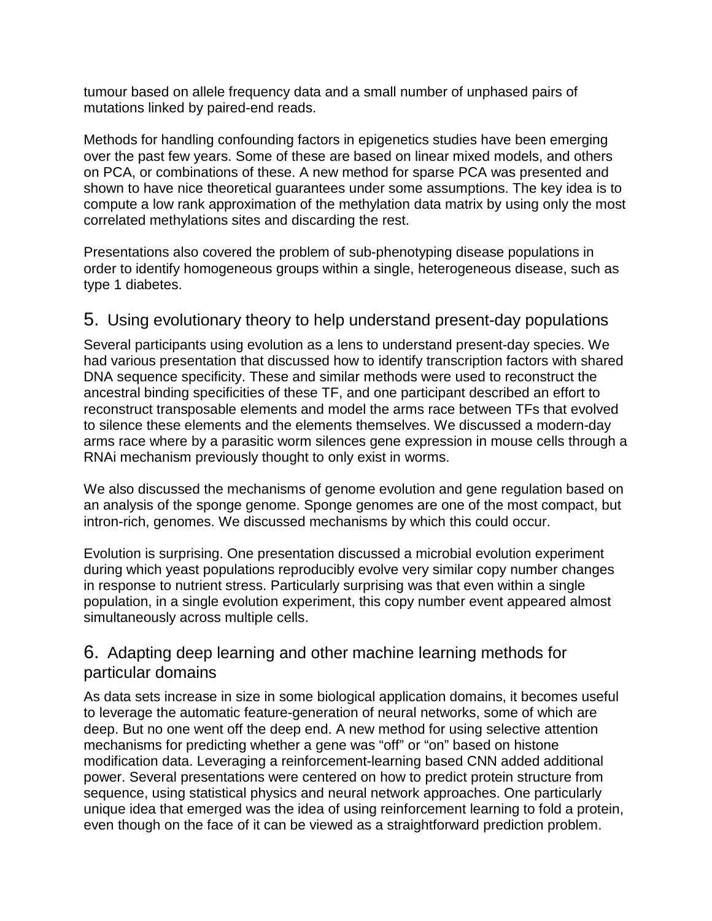tumour based on allele frequency data and a small number of unphased pairs of mutations linked by paired-end reads.

Methods for handling confounding factors in epigenetics studies have been emerging over the past few years. Some of these are based on linear mixed models, and others on PCA, or combinations of these. A new method for sparse PCA was presented and shown to have nice theoretical guarantees under some assumptions. The key idea is to compute a low rank approximation of the methylation data matrix by using only the most correlated methylations sites and discarding the rest.

Presentations also covered the problem of sub-phenotyping disease populations in order to identify homogeneous groups within a single, heterogeneous disease, such as type 1 diabetes.

## 5. Using evolutionary theory to help understand present-day populations

Several participants using evolution as a lens to understand present-day species. We had various presentation that discussed how to identify transcription factors with shared DNA sequence specificity. These and similar methods were used to reconstruct the ancestral binding specificities of these TF, and one participant described an effort to reconstruct transposable elements and model the arms race between TFs that evolved to silence these elements and the elements themselves. We discussed a modern-day arms race where by a parasitic worm silences gene expression in mouse cells through a RNAi mechanism previously thought to only exist in worms.

We also discussed the mechanisms of genome evolution and gene regulation based on an analysis of the sponge genome. Sponge genomes are one of the most compact, but intron-rich, genomes. We discussed mechanisms by which this could occur.

Evolution is surprising. One presentation discussed a microbial evolution experiment during which yeast populations reproducibly evolve very similar copy number changes in response to nutrient stress. Particularly surprising was that even within a single population, in a single evolution experiment, this copy number event appeared almost simultaneously across multiple cells.

## 6. Adapting deep learning and other machine learning methods for particular domains

As data sets increase in size in some biological application domains, it becomes useful to leverage the automatic feature-generation of neural networks, some of which are deep. But no one went off the deep end. A new method for using selective attention mechanisms for predicting whether a gene was "off" or "on" based on histone modification data. Leveraging a reinforcement-learning based CNN added additional power. Several presentations were centered on how to predict protein structure from sequence, using statistical physics and neural network approaches. One particularly unique idea that emerged was the idea of using reinforcement learning to fold a protein, even though on the face of it can be viewed as a straightforward prediction problem.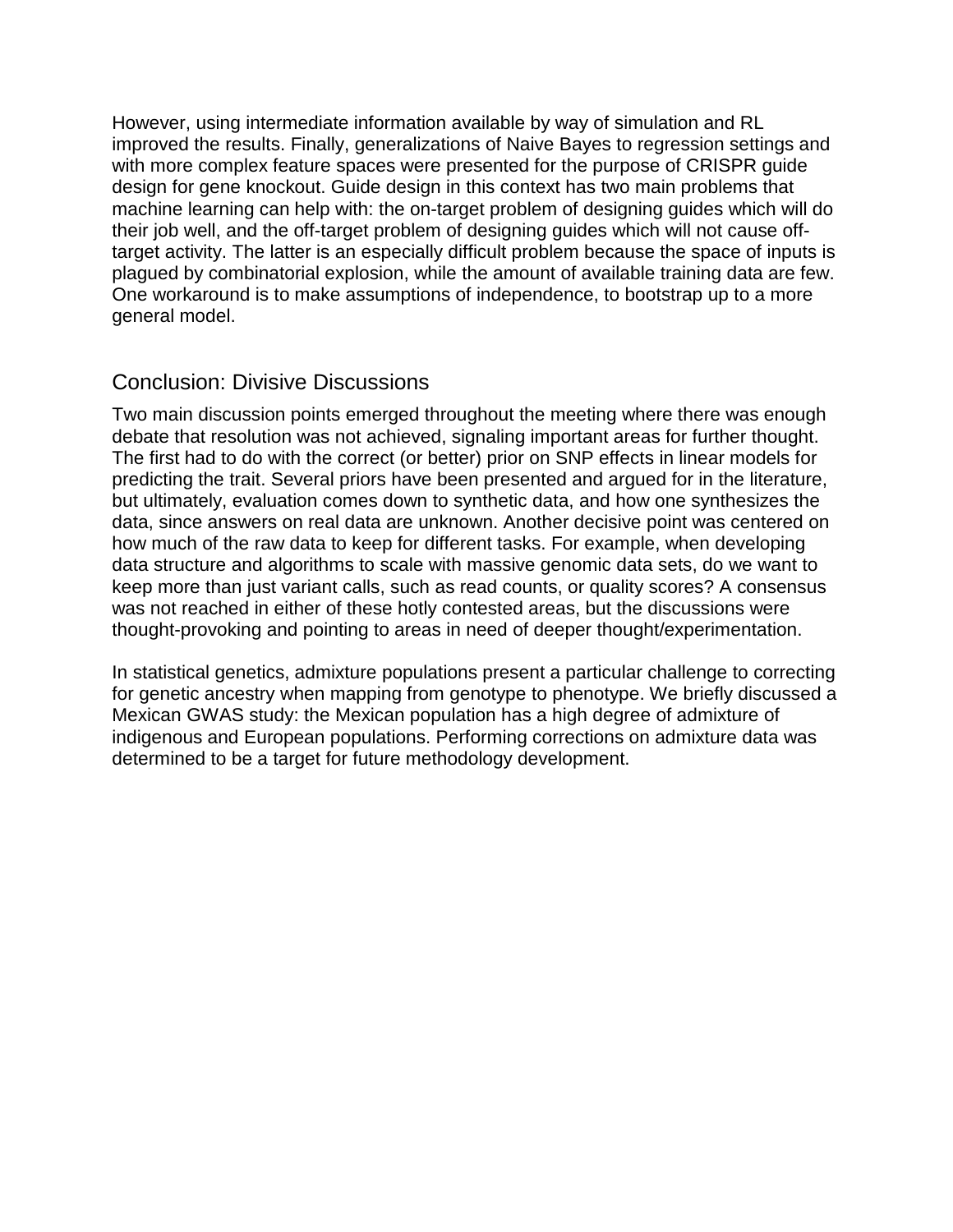However, using intermediate information available by way of simulation and RL improved the results. Finally, generalizations of Naive Bayes to regression settings and with more complex feature spaces were presented for the purpose of CRISPR guide design for gene knockout. Guide design in this context has two main problems that machine learning can help with: the on-target problem of designing guides which will do their job well, and the off-target problem of designing guides which will not cause off-target activity. The latter is an especially difficult problem because the space of inputs is plagued by combinatorial explosion, while the amount of available training data are few. One workaround is to make assumptions of independence, to bootstrap up to a more general model.

## Conclusion: Divisive Discussions

Two main discussion points emerged throughout the meeting where there was enough debate that resolution was not achieved, signaling important areas for further thought. The first had to do with the correct (or better) prior on SNP effects in linear models for predicting the trait. Several priors have been presented and argued for in the literature, but ultimately, evaluation comes down to synthetic data, and how one synthesizes the data, since answers on real data are unknown. Another decisive point was centered on how much of the raw data to keep for different tasks. For example, when developing data structure and algorithms to scale with massive genomic data sets, do we want to keep more than just variant calls, such as read counts, or quality scores? A consensus was not reached in either of these hotly contested areas, but the discussions were thought-provoking and pointing to areas in need of deeper thought/experimentation.

In statistical genetics, admixture populations present a particular challenge to correcting for genetic ancestry when mapping from genotype to phenotype. We briefly discussed a Mexican GWAS study: the Mexican population has a high degree of admixture of indigenous and European populations. Performing corrections on admixture data was determined to be a target for future methodology development.